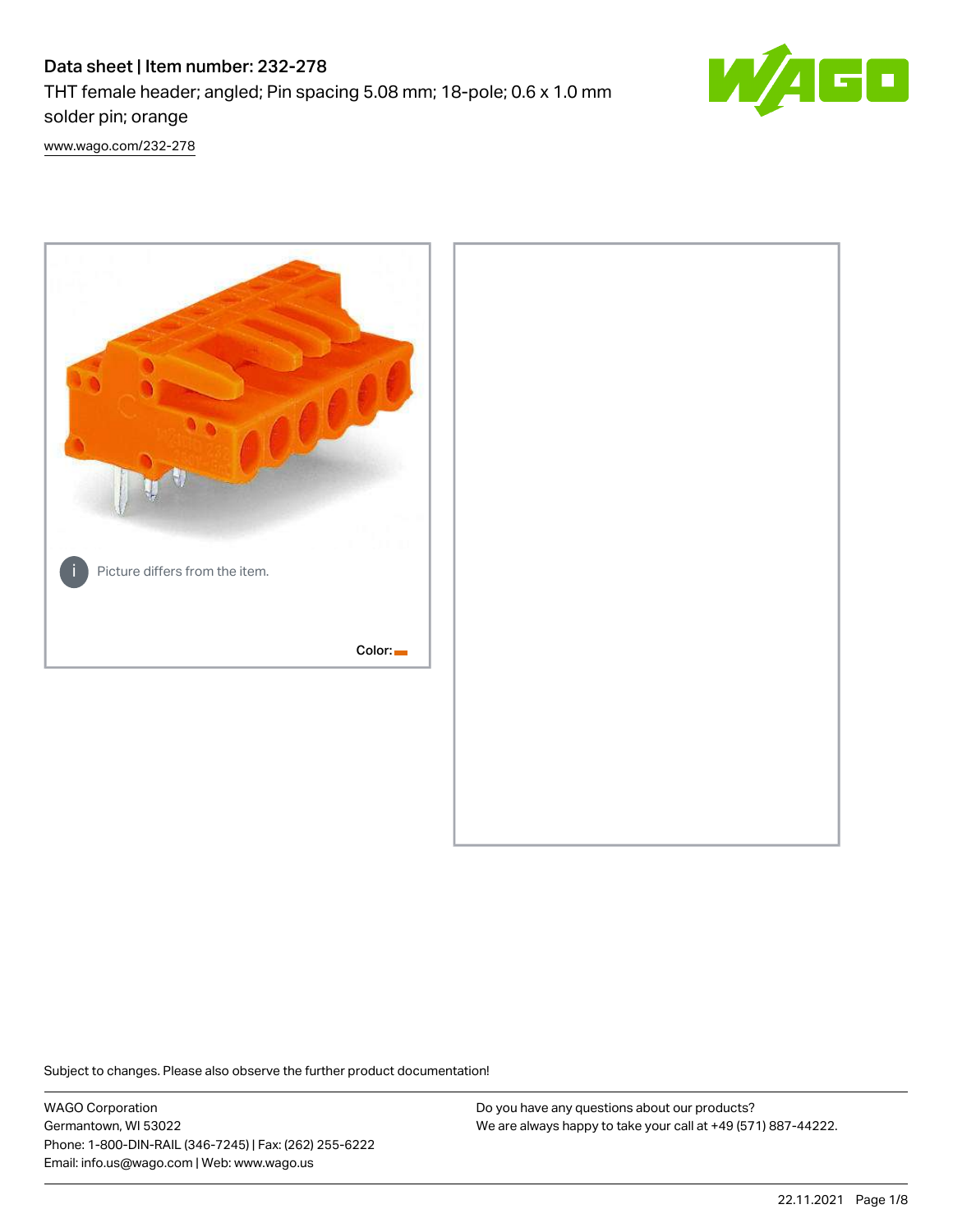# Data sheet | Item number: 232-278

THT female header; angled; Pin spacing 5.08 mm; 18-pole; 0.6 x 1.0 mm solder pin; orange

www.wago.com/232-278

Picture differs from the item.

Color:

Subject to changes. Please also observe the further product documentation!

WAGO Corporation
Germantown, WI 53022
Phone: 1-800-DIN-RAIL (346-7245) | Fax: (262) 255-6222
Email: info.us@wago.com | Web: www.wago.us

Do you have any questions about our products?
We are always happy to take your call at +49 (571) 887-44222.

22.11.2021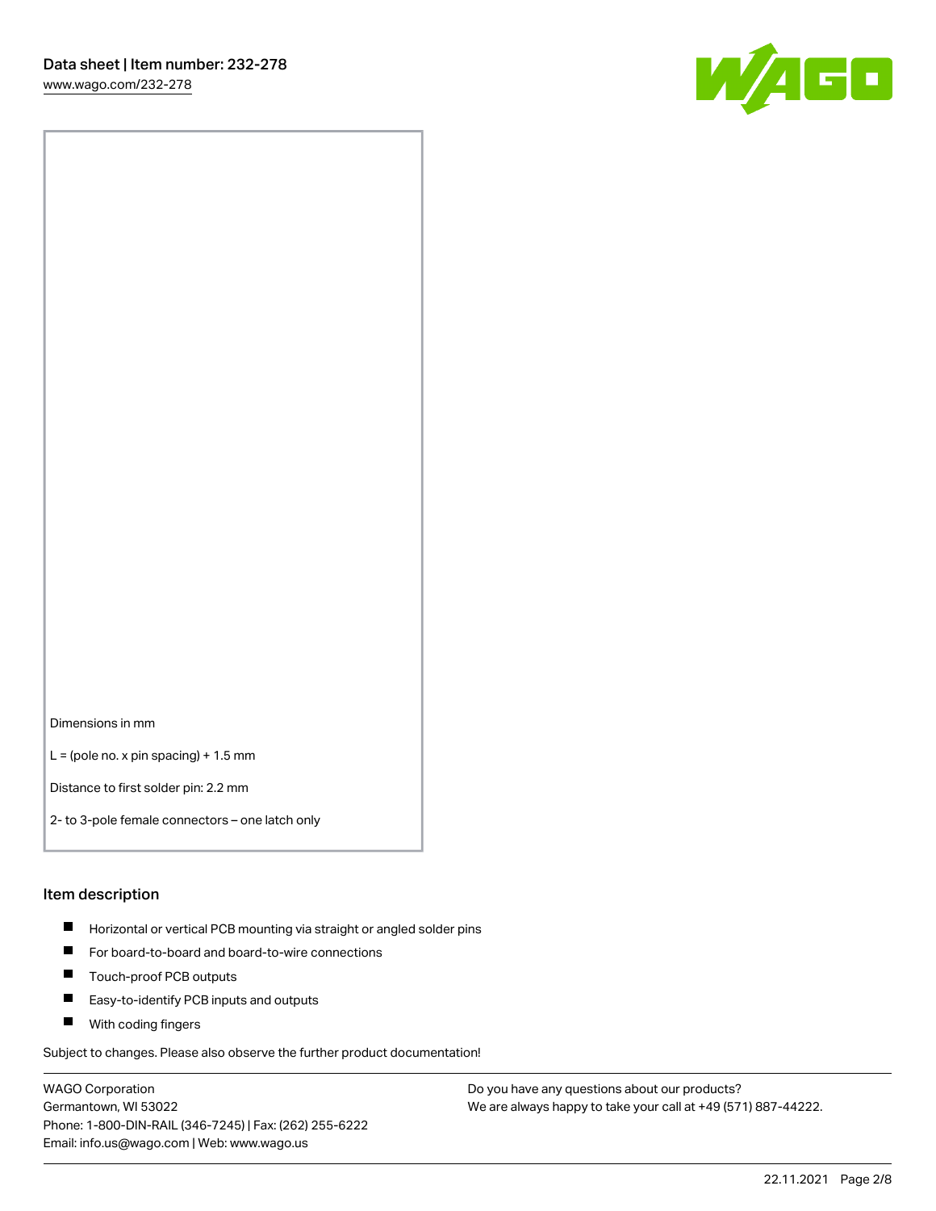Dimensions in mm

L = (pole no. x pin spacing) + 1.5 mm

Distance to first solder pin: 2.2 mm

2- to 3-pole female connectors – one latch only

## Item description

- Horizontal or vertical PCB mounting via straight or angled solder pins
- For board-to-board and board-to-wire connections
- Touch-proof PCB outputs
- Easy-to-identify PCB inputs and outputs
- With coding fingers

Subject to changes. Please also observe the further product documentation!

WAGO Corporation
Germantown, WI 53022
Phone: 1-800-DIN-RAIL (346-7245) | Fax: (262) 255-6222
Email: info.us@wago.com | Web: www.wago.us

Do you have any questions about our products?
We are always happy to take your call at +49 (571) 887-44222.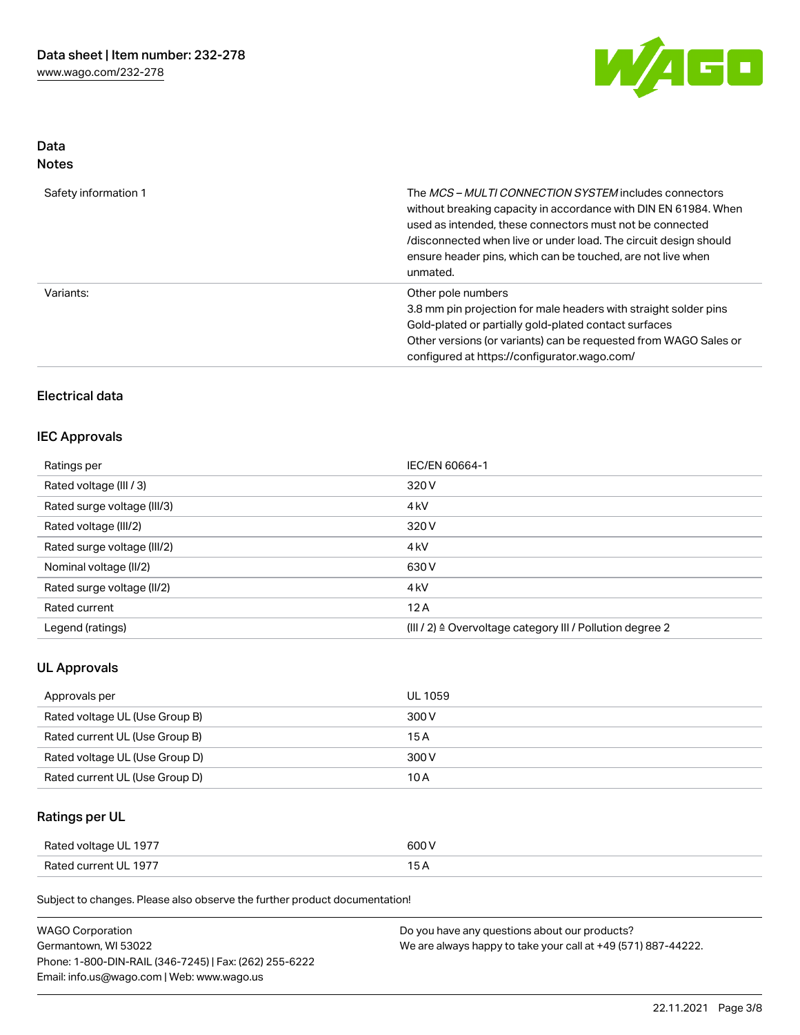## Data
### Notes

| | |
|---|---|
| Safety information 1 | The *MCS – MULTI CONNECTION SYSTEM* includes connectors without breaking capacity in accordance with DIN EN 61984. When used as intended, these connectors must not be connected /disconnected when live or under load. The circuit design should ensure header pins, which can be touched, are not live when unmated. |
| Variants: | Other pole numbers<br>3.8 mm pin projection for male headers with straight solder pins<br>Gold-plated or partially gold-plated contact surfaces<br>Other versions (or variants) can be requested from WAGO Sales or configured at https://configurator.wago.com/ |

## Electrical data

### IEC Approvals

| | |
|---|---|
| Ratings per | IEC/EN 60664-1 |
| Rated voltage (III / 3) | 320 V |
| Rated surge voltage (III/3) | 4 kV |
| Rated voltage (III/2) | 320 V |
| Rated surge voltage (III/2) | 4 kV |
| Nominal voltage (II/2) | 630 V |
| Rated surge voltage (II/2) | 4 kV |
| Rated current | 12 A |
| Legend (ratings) | (III / 2) ≙ Overvoltage category III / Pollution degree 2 |

### UL Approvals

| | |
|---|---|
| Approvals per | UL 1059 |
| Rated voltage UL (Use Group B) | 300 V |
| Rated current UL (Use Group B) | 15 A |
| Rated voltage UL (Use Group D) | 300 V |
| Rated current UL (Use Group D) | 10 A |

### Ratings per UL

| | |
|---|---|
| Rated voltage UL 1977 | 600 V |
| Rated current UL 1977 | 15 A |

Subject to changes. Please also observe the further product documentation!

WAGO Corporation
Germantown, WI 53022
Phone: 1-800-DIN-RAIL (346-7245) | Fax: (262) 255-6222
Email: info.us@wago.com | Web: www.wago.us

Do you have any questions about our products?
We are always happy to take your call at +49 (571) 887-44222.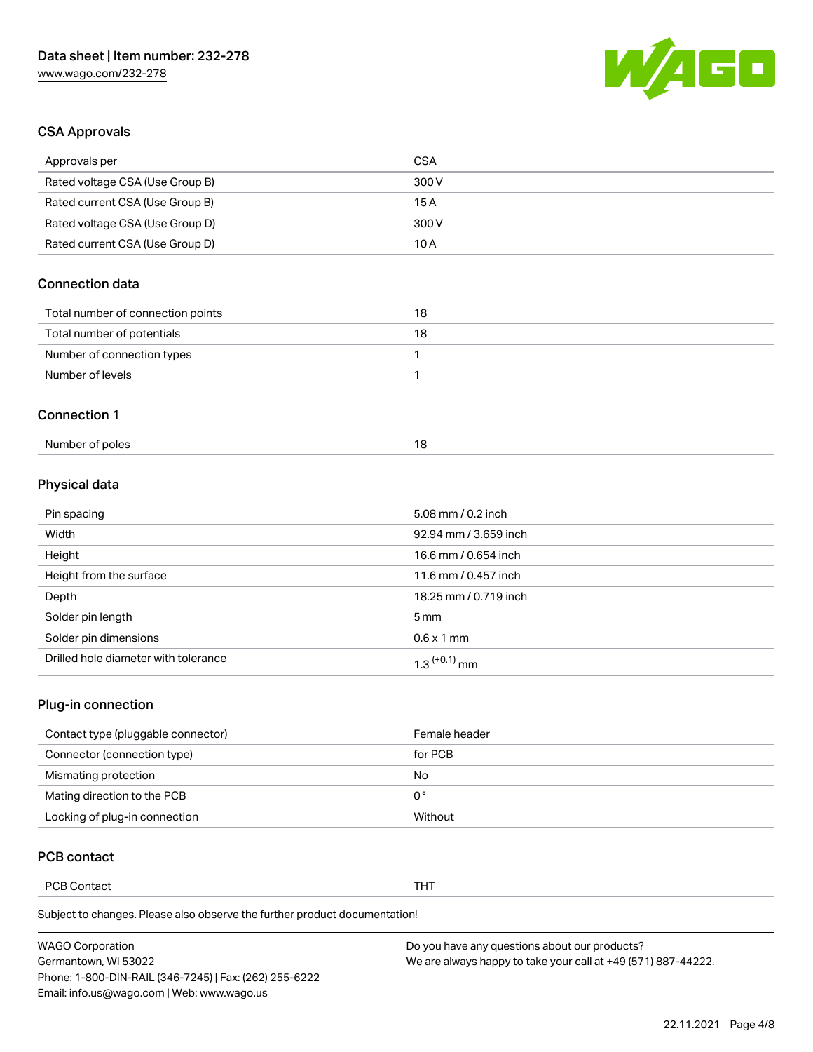## CSA Approvals

| Approvals per | CSA |
| --- | --- |
| Rated voltage CSA (Use Group B) | 300 V |
| Rated current CSA (Use Group B) | 15 A |
| Rated voltage CSA (Use Group D) | 300 V |
| Rated current CSA (Use Group D) | 10 A |

## Connection data

| Total number of connection points | 18 |
| --- | --- |
| Total number of potentials | 18 |
| Number of connection types | 1 |
| Number of levels | 1 |

## Connection 1

| Number of poles | 18 |
| --- | --- |

## Physical data

| Pin spacing | 5.08 mm / 0.2 inch |
| --- | --- |
| Width | 92.94 mm / 3.659 inch |
| Height | 16.6 mm / 0.654 inch |
| Height from the surface | 11.6 mm / 0.457 inch |
| Depth | 18.25 mm / 0.719 inch |
| Solder pin length | 5 mm |
| Solder pin dimensions | 0.6 x 1 mm |
| Drilled hole diameter with tolerance | $1.3^{(+0.1)}$ mm |

## Plug-in connection

| Contact type (pluggable connector) | Female header |
| --- | --- |
| Connector (connection type) | for PCB |
| Mismating protection | No |
| Mating direction to the PCB | 0 ° |
| Locking of plug-in connection | Without |

## PCB contact

| PCB Contact | THT |
| --- | --- |

Subject to changes. Please also observe the further product documentation!

WAGO Corporation
Germantown, WI 53022
Phone: 1-800-DIN-RAIL (346-7245) | Fax: (262) 255-6222
Email: info.us@wago.com | Web: www.wago.us

Do you have any questions about our products?
We are always happy to take your call at +49 (571) 887-44222.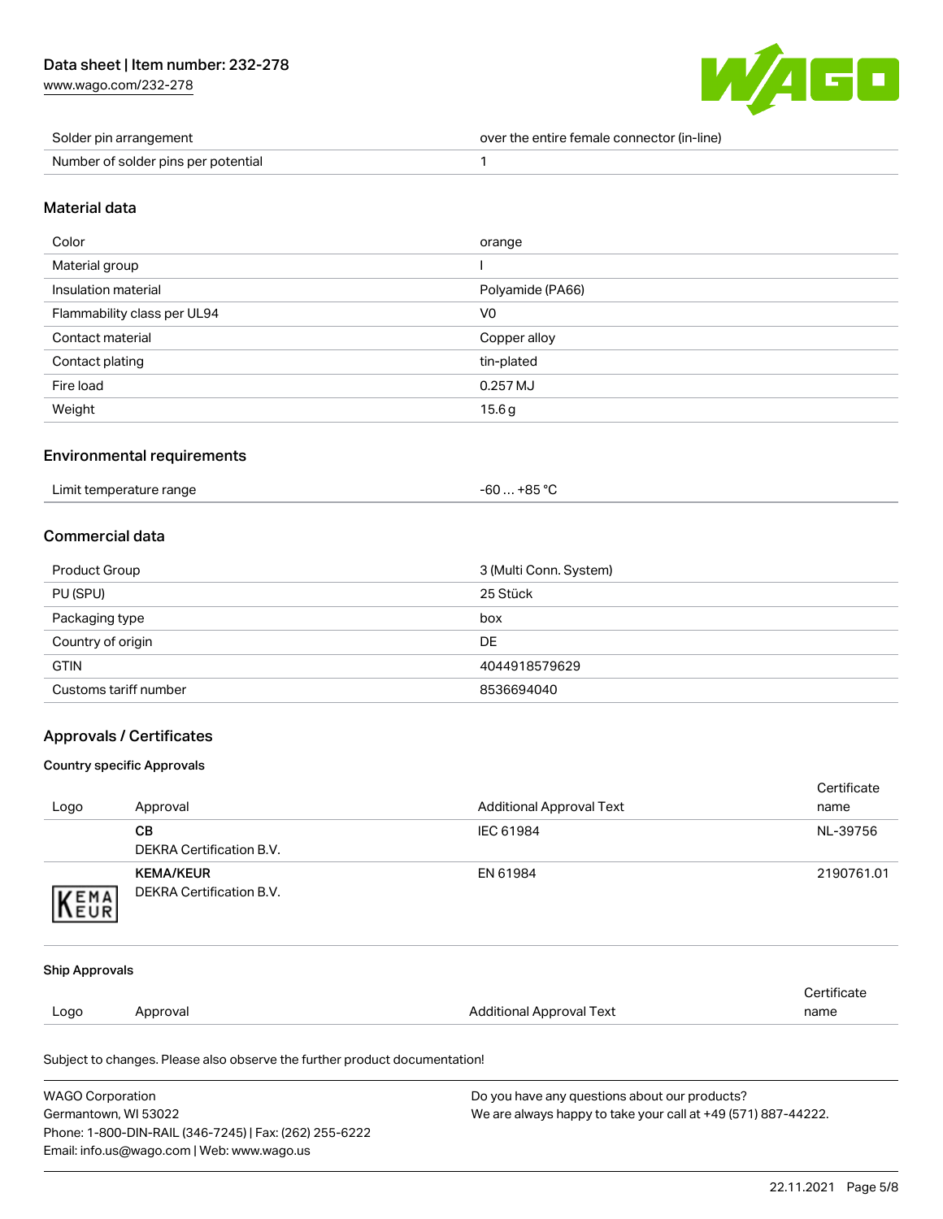| Solder pin arrangement | over the entire female connector (in-line) |
| --- | --- |
| Number of solder pins per potential | 1 |

## Material data

| Color | orange |
| --- | --- |
| Material group | I |
| Insulation material | Polyamide (PA66) |
| Flammability class per UL94 | V0 |
| Contact material | Copper alloy |
| Contact plating | tin-plated |
| Fire load | 0.257 MJ |
| Weight | 15.6 g |

## Environmental requirements

| Limit temperature range | -60 … +85 °C |
| --- | --- |

## Commercial data

| Product Group | 3 (Multi Conn. System) |
| --- | --- |
| PU (SPU) | 25 Stück |
| Packaging type | box |
| Country of origin | DE |
| GTIN | 4044918579629 |
| Customs tariff number | 8536694040 |

## Approvals / Certificates

### Country specific Approvals

| Logo | Approval | Additional Approval Text | Certificate name |
| --- | --- | --- | --- |
| | **CB**<br>DEKRA Certification B.V. | IEC 61984 | NL-39756 |
| | **KEMA/KEUR**<br>DEKRA Certification B.V. | EN 61984 | 2190761.01 |

### Ship Approvals

| Logo | Approval | Additional Approval Text | Certificate name |
| --- | --- | --- | --- |

Subject to changes. Please also observe the further product documentation!

WAGO Corporation
Germantown, WI 53022
Phone: 1-800-DIN-RAIL (346-7245) | Fax: (262) 255-6222
Email: info.us@wago.com | Web: www.wago.us

Do you have any questions about our products?
We are always happy to take your call at +49 (571) 887-44222.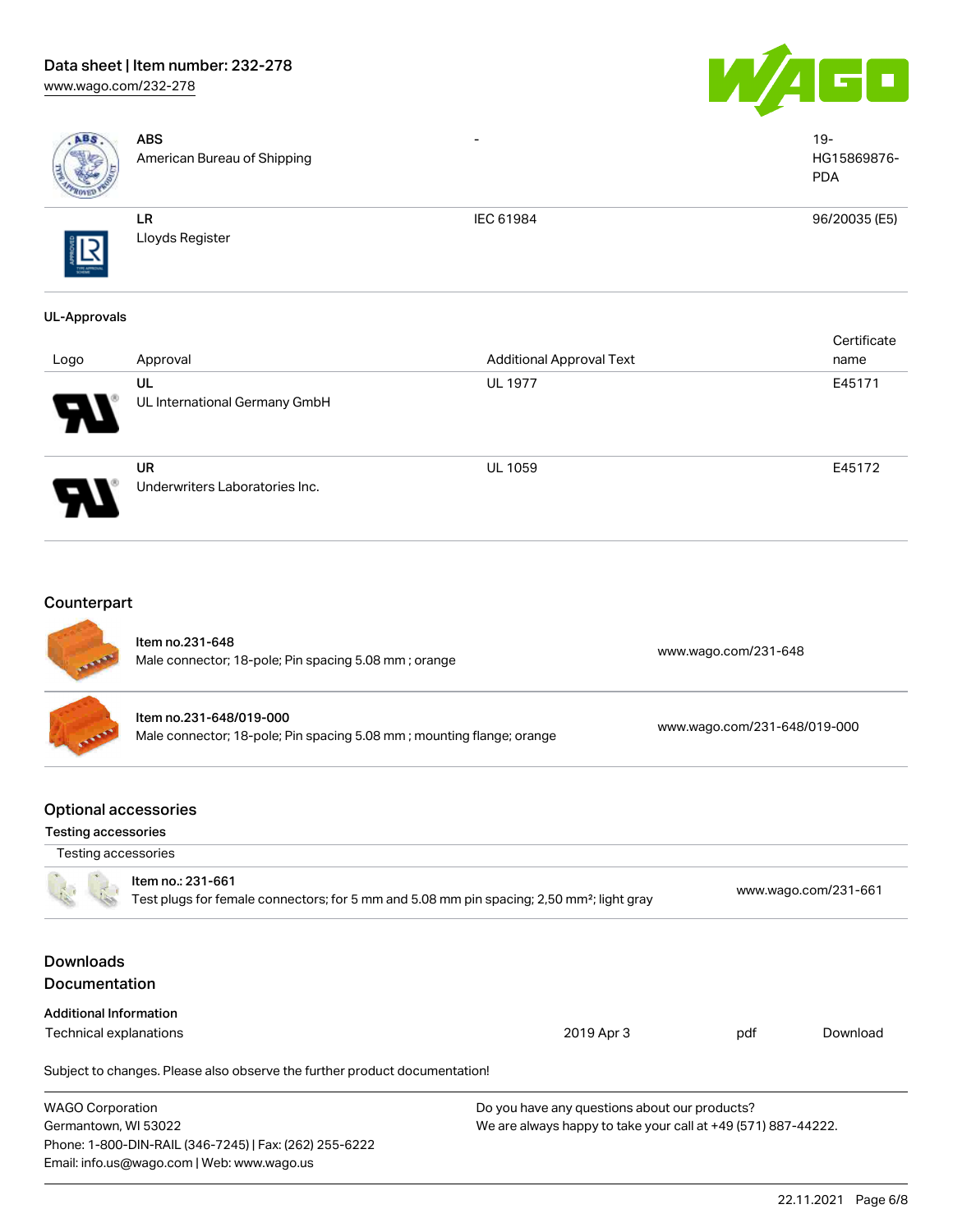| | | | |
|---|---|---|---|
| | **ABS**<br>American Bureau of Shipping | - | 19-HG15869876-PDA |
| | **LR**<br>Lloyds Register | IEC 61984 | 96/20035 (E5) |

### UL-Approvals

| Logo | Approval | Additional Approval Text | Certificate name |
|---|---|---|---|
| | **UL**<br>UL International Germany GmbH | UL 1977 | E45171 |
| | **UR**<br>Underwriters Laboratories Inc. | UL 1059 | E45172 |

## Counterpart

| | | |
|---|---|---|
| | Item no.231-648<br>Male connector; 18-pole; Pin spacing 5.08 mm ; orange | www.wago.com/231-648 |
| | Item no.231-648/019-000<br>Male connector; 18-pole; Pin spacing 5.08 mm ; mounting flange; orange | www.wago.com/231-648/019-000 |

## Optional accessories

### Testing accessories

Testing accessories

| | | |
|---|---|---|
| | Item no.: 231-661<br>Test plugs for female connectors; for 5 mm and 5.08 mm pin spacing; 2,50 mm²; light gray | www.wago.com/231-661 |

## Downloads

## Documentation

### Additional Information

| | | | |
|---|---|---|---|
| Technical explanations | 2019 Apr 3 | pdf | Download |

Subject to changes. Please also observe the further product documentation!

WAGO Corporation
Germantown, WI 53022
Phone: 1-800-DIN-RAIL (346-7245) | Fax: (262) 255-6222
Email: info.us@wago.com | Web: www.wago.us

Do you have any questions about our products?
We are always happy to take your call at +49 (571) 887-44222.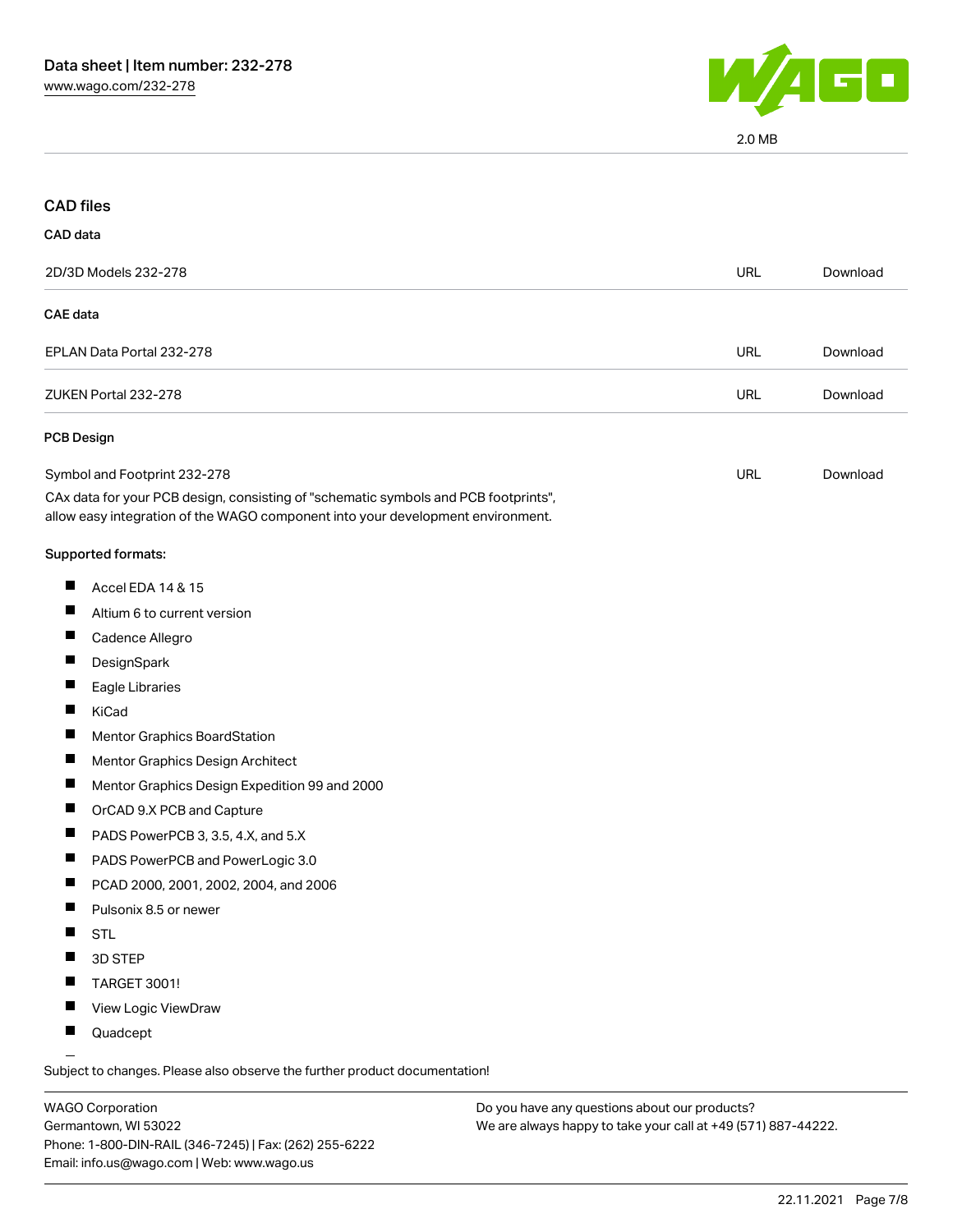2.0 MB

## CAD files

### CAD data

| | | |
|---|---|---|
| 2D/3D Models 232-278 | URL | Download |

### CAE data

| | | |
|---|---|---|
| EPLAN Data Portal 232-278 | URL | Download |
| ZUKEN Portal 232-278 | URL | Download |

### PCB Design

| | | |
|---|---|---|
| Symbol and Footprint 232-278 | URL | Download |

CAx data for your PCB design, consisting of "schematic symbols and PCB footprints", allow easy integration of the WAGO component into your development environment.

**Supported formats:**

- Accel EDA 14 & 15
- Altium 6 to current version
- Cadence Allegro
- DesignSpark
- Eagle Libraries
- KiCad
- Mentor Graphics BoardStation
- Mentor Graphics Design Architect
- Mentor Graphics Design Expedition 99 and 2000
- OrCAD 9.X PCB and Capture
- PADS PowerPCB 3, 3.5, 4.X, and 5.X
- PADS PowerPCB and PowerLogic 3.0
- PCAD 2000, 2001, 2002, 2004, and 2006
- Pulsonix 8.5 or newer
- STL
- 3D STEP
- TARGET 3001!
- View Logic ViewDraw
- Quadcept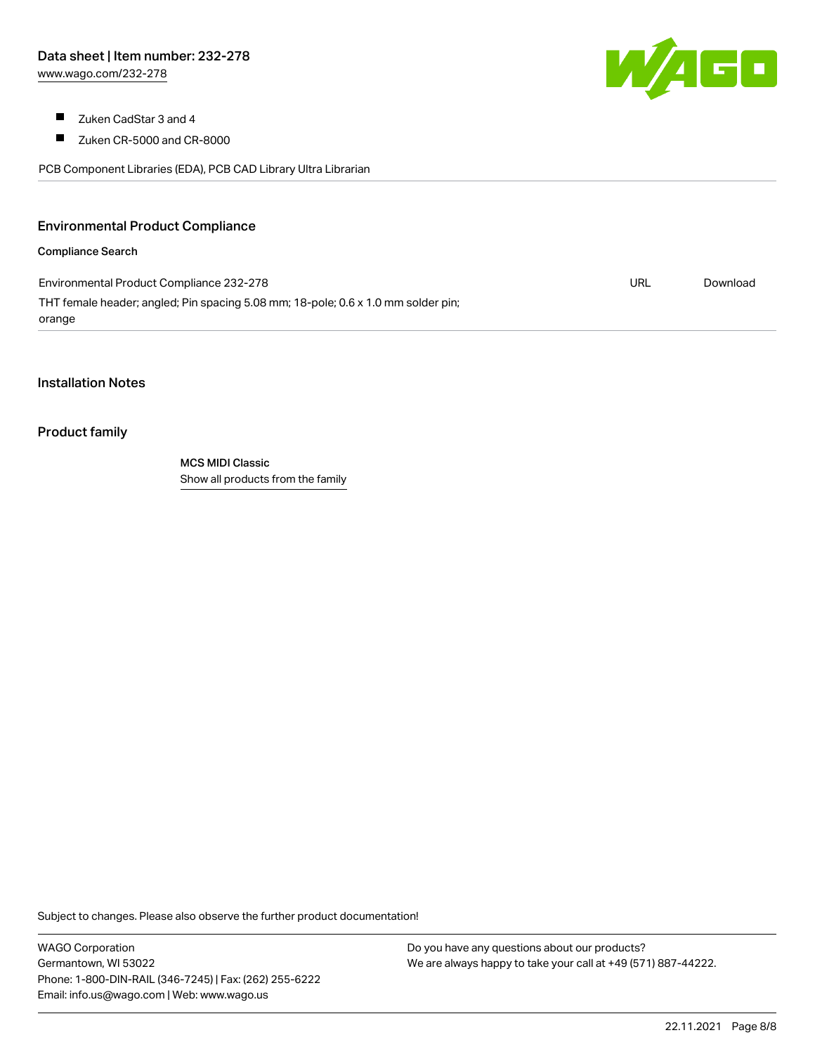- Zuken CadStar 3 and 4
- Zuken CR-5000 and CR-8000

PCB Component Libraries (EDA), PCB CAD Library Ultra Librarian

## Environmental Product Compliance

### Compliance Search

| | | |
|---|---|---|
| Environmental Product Compliance 232-278<br>THT female header; angled; Pin spacing 5.08 mm; 18-pole; 0.6 x 1.0 mm solder pin; orange | URL | Download |

## Installation Notes

## Product family

MCS MIDI Classic
Show all products from the family

Subject to changes. Please also observe the further product documentation!

WAGO Corporation
Germantown, WI 53022
Phone: 1-800-DIN-RAIL (346-7245) | Fax: (262) 255-6222
Email: info.us@wago.com | Web: www.wago.us

Do you have any questions about our products?
We are always happy to take your call at +49 (571) 887-44222.

22.11.2021